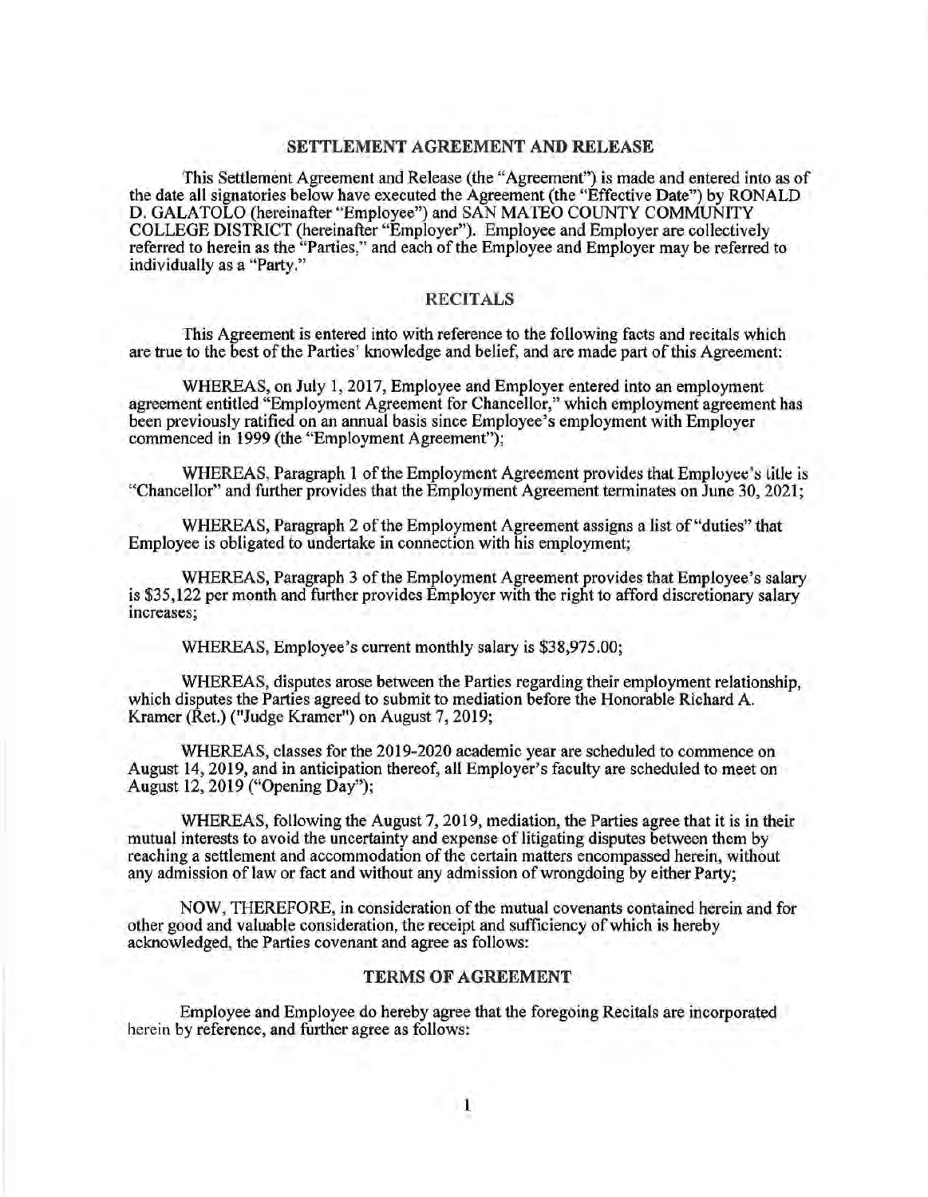# SETTLEMENT AGREEMENT AND RELEASE

This Settlement Agreement and Release (the "Agreement") is made and entered into as of the date all signatories below have executed the Agreement (the "Effective Date") by RONALD D. GALATOLO (hereinafter "Employee") and SAN MATEO COUNTY COMMUNITY COLLEGE DISTRICT (hereinafter "Employer"). Employee and Employer are collectively referred to herein as the "Parties," and each of the Employee and Employer may be referred to individually as a "Party."

## RECITALS

This Agreement is entered into with reference to the following facts and recitals which are true to the best of the Parties' knowledge and belief, and are made part of this Agreement:

WHEREAS, on July 1, 2017, Employee and Employer entered into an employment agreement entitled "Employment Agreement for Chancellor," which employment agreement has been previously ratified on an annual basis since Employee's employment with Employer commenced in 1999 (the "Employment Agreement");

WHEREAS, Paragraph 1 of the Employment Agreement provides that Employee's title is "Chancellor" and further provides that the Employment Agreement terminates on June 30, 2021;

WHEREAS, Paragraph 2 of the Employment Agreement assigns a list of "duties" that Employee is obligated to undertake in connection with his employment;

WHEREAS, Paragraph 3 of the Employment Agreement provides that Employee's salary is $35,122 per month and further provides Employer with the right to afford discretionary salary increases;

WHEREAS, Employee's current monthly salary is $38,975.00;

WHEREAS, disputes arose between the Parties regarding their employment relationship, which disputes the Parties agreed to submit to mediation before the Honorable Richard A. Kramer (Ret.) ("Judge Kramer") on August 7, 2019;

WHEREAS, classes for the 2019-2020 academic year are scheduled to commence on August 14, 2019, and in anticipation thereof, all Employer's faculty are scheduled to meet on August 12, 2019 ("Opening Day");

WHEREAS, following the August 7, 2019, mediation, the Parties agree that it is in their mutual interests to avoid the uncertainty and expense of litigating disputes between them by reaching a settlement and accommodation of the certain matters encompassed herein, without any admission of law or fact and without any admission of wrongdoing by either Party;

NOW, THEREFORE, in consideration of the mutual covenants contained herein and for other good and valuable consideration, the receipt and sufficiency of which is hereby acknowledged, the Parties covenant and agree as follows:

## TERMS OF AGREEMENT

Employee and Employee do hereby agree that the foregoing Recitals are incorporated herein by reference, and further agree as follows: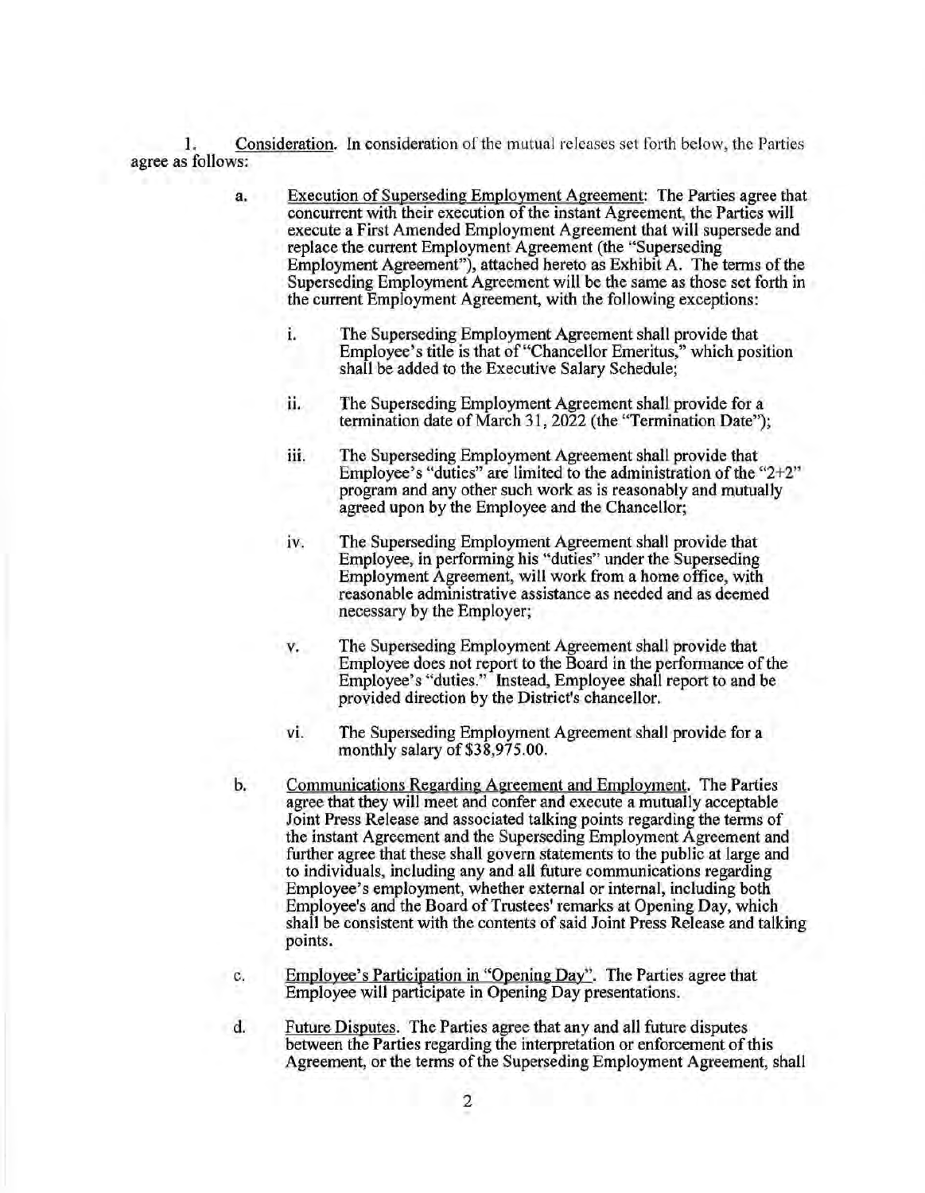1. Consideration. In consideration of the mutual releases set forth below, the Parties agree as follows:

a. Execution of Superseding Employment Agreement: The Parties agree that concurrent with their execution of the instant Agreement, the Parties will execute a First Amended Employment Agreement that will supersede and replace the current Employment Agreement (the "Superseding Employment Agreement"), attached hereto as Exhibit A. The terms of the Superseding Employment Agreement will be the same as those set forth in the current Employment Agreement, with the following exceptions:

   i. The Superseding Employment Agreement shall provide that Employee's title is that of "Chancellor Emeritus," which position shall be added to the Executive Salary Schedule;

   ii. The Superseding Employment Agreement shall provide for a termination date of March 31, 2022 (the "Termination Date");

   iii. The Superseding Employment Agreement shall provide that Employee's "duties" are limited to the administration of the "2+2" program and any other such work as is reasonably and mutually agreed upon by the Employee and the Chancellor;

   iv. The Superseding Employment Agreement shall provide that Employee, in performing his "duties" under the Superseding Employment Agreement, will work from a home office, with reasonable administrative assistance as needed and as deemed necessary by the Employer;

   v. The Superseding Employment Agreement shall provide that Employee does not report to the Board in the performance of the Employee's "duties." Instead, Employee shall report to and be provided direction by the District's chancellor.

   vi. The Superseding Employment Agreement shall provide for a monthly salary of $38,975.00.

b. Communications Regarding Agreement and Employment. The Parties agree that they will meet and confer and execute a mutually acceptable Joint Press Release and associated talking points regarding the terms of the instant Agreement and the Superseding Employment Agreement and further agree that these shall govern statements to the public at large and to individuals, including any and all future communications regarding Employee's employment, whether external or internal, including both Employee's and the Board of Trustees' remarks at Opening Day, which shall be consistent with the contents of said Joint Press Release and talking points.

c. Employee's Participation in "Opening Day". The Parties agree that Employee will participate in Opening Day presentations.

d. Future Disputes. The Parties agree that any and all future disputes between the Parties regarding the interpretation or enforcement of this Agreement, or the terms of the Superseding Employment Agreement, shall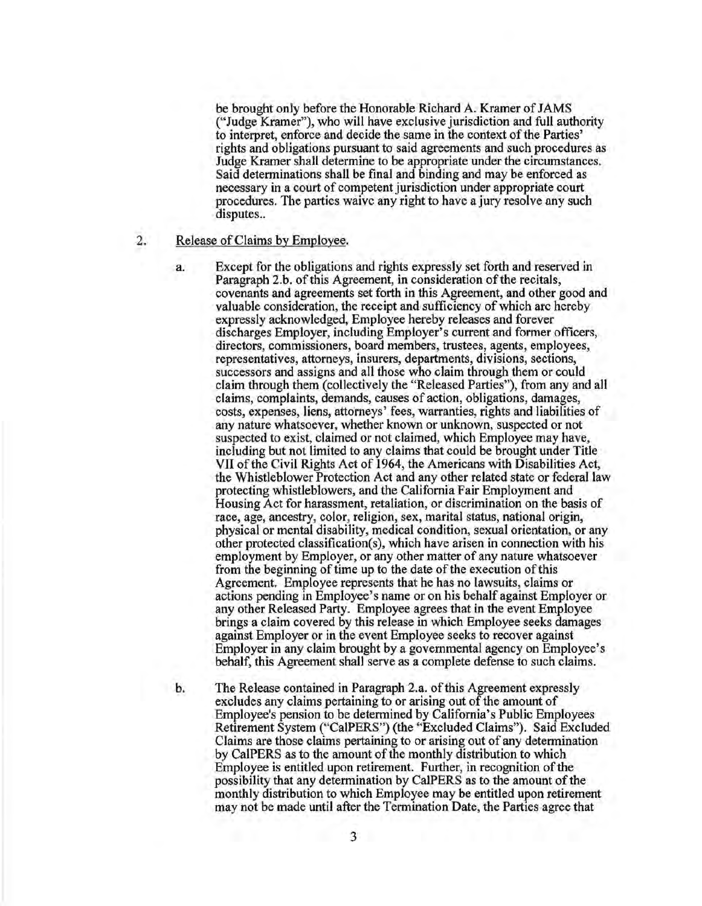be brought only before the Honorable Richard A. Kramer of JAMS ("Judge Kramer"), who will have exclusive jurisdiction and full authority to interpret, enforce and decide the same in the context of the Parties' rights and obligations pursuant to said agreements and such procedures as Judge Kramer shall determine to be appropriate under the circumstances. Said determinations shall be final and binding and may be enforced as necessary in a court of competent jurisdiction under appropriate court procedures. The parties waive any right to have a jury resolve any such disputes..

2. Release of Claims by Employee.

a. Except for the obligations and rights expressly set forth and reserved in Paragraph 2.b. of this Agreement, in consideration of the recitals, covenants and agreements set forth in this Agreement, and other good and valuable consideration, the receipt and sufficiency of which are hereby expressly acknowledged, Employee hereby releases and forever discharges Employer, including Employer's current and former officers, directors, commissioners, board members, trustees, agents, employees, representatives, attorneys, insurers, departments, divisions, sections, successors and assigns and all those who claim through them or could claim through them (collectively the "Released Parties"), from any and all claims, complaints, demands, causes of action, obligations, damages, costs, expenses, liens, attorneys' fees, warranties, rights and liabilities of any nature whatsoever, whether known or unknown, suspected or not suspected to exist, claimed or not claimed, which Employee may have, including but not limited to any claims that could be brought under Title VII of the Civil Rights Act of 1964, the Americans with Disabilities Act, the Whistleblower Protection Act and any other related state or federal law protecting whistleblowers, and the California Fair Employment and Housing Act for harassment, retaliation, or discrimination on the basis of race, age, ancestry, color, religion, sex, marital status, national origin, physical or mental disability, medical condition, sexual orientation, or any other protected classification(s), which have arisen in connection with his employment by Employer, or any other matter of any nature whatsoever from the beginning of time up to the date of the execution of this Agreement. Employee represents that he has no lawsuits, claims or actions pending in Employee's name or on his behalf against Employer or any other Released Party. Employee agrees that in the event Employee brings a claim covered by this release in which Employee seeks damages against Employer or in the event Employee seeks to recover against Employer in any claim brought by a governmental agency on Employee's behalf, this Agreement shall serve as a complete defense to such claims.

b. The Release contained in Paragraph 2.a. of this Agreement expressly excludes any claims pertaining to or arising out of the amount of Employee's pension to be determined by California's Public Employees Retirement System ("CalPERS") (the "Excluded Claims"). Said Excluded Claims are those claims pertaining to or arising out of any determination by CalPERS as to the amount of the monthly distribution to which Employee is entitled upon retirement. Further, in recognition of the possibility that any determination by CalPERS as to the amount of the monthly distribution to which Employee may be entitled upon retirement may not be made until after the Termination Date, the Parties agree that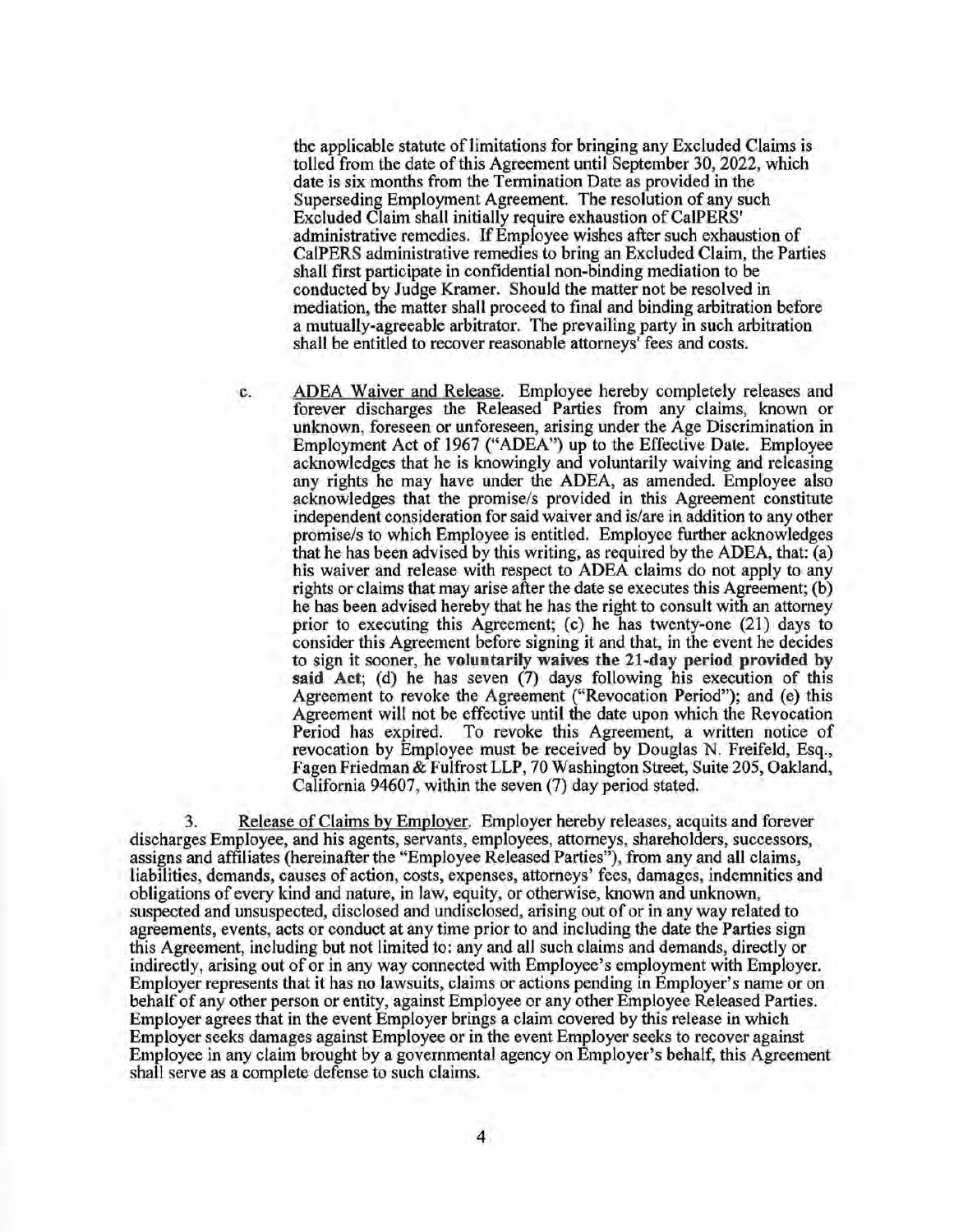the applicable statute of limitations for bringing any Excluded Claims is tolled from the date of this Agreement until September 30, 2022, which date is six months from the Termination Date as provided in the Superseding Employment Agreement. The resolution of any such Excluded Claim shall initially require exhaustion of CalPERS' administrative remedies. If Employee wishes after such exhaustion of CalPERS administrative remedies to bring an Excluded Claim, the Parties shall first participate in confidential non-binding mediation to be conducted by Judge Kramer. Should the matter not be resolved in mediation, the matter shall proceed to final and binding arbitration before a mutually-agreeable arbitrator. The prevailing party in such arbitration shall be entitled to recover reasonable attorneys' fees and costs.

c. <u>ADEA Waiver and Release</u>. Employee hereby completely releases and forever discharges the Released Parties from any claims, known or unknown, foreseen or unforeseen, arising under the Age Discrimination in Employment Act of 1967 ("ADEA") up to the Effective Date. Employee acknowledges that he is knowingly and voluntarily waiving and releasing any rights he may have under the ADEA, as amended. Employee also acknowledges that the promise/s provided in this Agreement constitute independent consideration for said waiver and is/are in addition to any other promise/s to which Employee is entitled. Employee further acknowledges that he has been advised by this writing, as required by the ADEA, that: (a) his waiver and release with respect to ADEA claims do not apply to any rights or claims that may arise after the date se executes this Agreement; (b) he has been advised hereby that he has the right to consult with an attorney prior to executing this Agreement; (c) he has twenty-one (21) days to consider this Agreement before signing it and that, in the event he decides to sign it sooner, he **voluntarily waives the 21-day period provided by said Act**; (d) he has seven (7) days following his execution of this Agreement to revoke the Agreement ("Revocation Period"); and (e) this Agreement will not be effective until the date upon which the Revocation Period has expired. To revoke this Agreement, a written notice of revocation by Employee must be received by Douglas N. Freifeld, Esq., Fagen Friedman & Fulfrost LLP, 70 Washington Street, Suite 205, Oakland, California 94607, within the seven (7) day period stated.

3. <u>Release of Claims by Employer</u>. Employer hereby releases, acquits and forever discharges Employee, and his agents, servants, employees, attorneys, shareholders, successors, assigns and affiliates (hereinafter the "Employee Released Parties"), from any and all claims, liabilities, demands, causes of action, costs, expenses, attorneys' fees, damages, indemnities and obligations of every kind and nature, in law, equity, or otherwise, known and unknown, suspected and unsuspected, disclosed and undisclosed, arising out of or in any way related to agreements, events, acts or conduct at any time prior to and including the date the Parties sign this Agreement, including but not limited to: any and all such claims and demands, directly or indirectly, arising out of or in any way connected with Employee's employment with Employer. Employer represents that it has no lawsuits, claims or actions pending in Employer's name or on behalf of any other person or entity, against Employee or any other Employee Released Parties. Employer agrees that in the event Employer brings a claim covered by this release in which Employer seeks damages against Employee or in the event Employer seeks to recover against Employee in any claim brought by a governmental agency on Employer's behalf, this Agreement shall serve as a complete defense to such claims.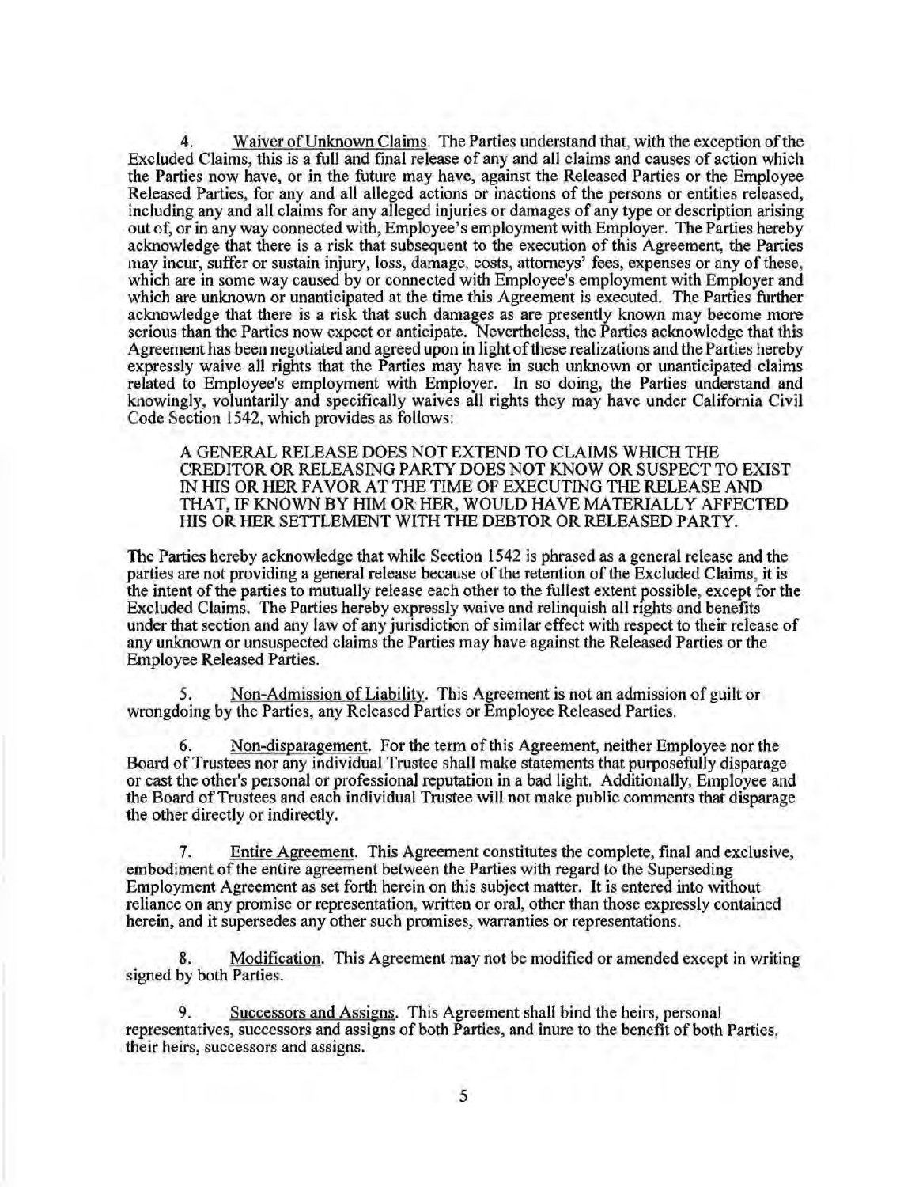4. Waiver of Unknown Claims. The Parties understand that, with the exception of the Excluded Claims, this is a full and final release of any and all claims and causes of action which the Parties now have, or in the future may have, against the Released Parties or the Employee Released Parties, for any and all alleged actions or inactions of the persons or entities released, including any and all claims for any alleged injuries or damages of any type or description arising out of, or in any way connected with, Employee's employment with Employer. The Parties hereby acknowledge that there is a risk that subsequent to the execution of this Agreement, the Parties may incur, suffer or sustain injury, loss, damage, costs, attorneys' fees, expenses or any of these, which are in some way caused by or connected with Employee's employment with Employer and which are unknown or unanticipated at the time this Agreement is executed. The Parties further acknowledge that there is a risk that such damages as are presently known may become more serious than the Parties now expect or anticipate. Nevertheless, the Parties acknowledge that this Agreement has been negotiated and agreed upon in light of these realizations and the Parties hereby expressly waive all rights that the Parties may have in such unknown or unanticipated claims related to Employee's employment with Employer. In so doing, the Parties understand and knowingly, voluntarily and specifically waives all rights they may have under California Civil Code Section 1542, which provides as follows:

> A GENERAL RELEASE DOES NOT EXTEND TO CLAIMS WHICH THE CREDITOR OR RELEASING PARTY DOES NOT KNOW OR SUSPECT TO EXIST IN HIS OR HER FAVOR AT THE TIME OF EXECUTING THE RELEASE AND THAT, IF KNOWN BY HIM OR HER, WOULD HAVE MATERIALLY AFFECTED HIS OR HER SETTLEMENT WITH THE DEBTOR OR RELEASED PARTY.

The Parties hereby acknowledge that while Section 1542 is phrased as a general release and the parties are not providing a general release because of the retention of the Excluded Claims, it is the intent of the parties to mutually release each other to the fullest extent possible, except for the Excluded Claims. The Parties hereby expressly waive and relinquish all rights and benefits under that section and any law of any jurisdiction of similar effect with respect to their release of any unknown or unsuspected claims the Parties may have against the Released Parties or the Employee Released Parties.

5. Non-Admission of Liability. This Agreement is not an admission of guilt or wrongdoing by the Parties, any Released Parties or Employee Released Parties.

6. Non-disparagement. For the term of this Agreement, neither Employee nor the Board of Trustees nor any individual Trustee shall make statements that purposefully disparage or cast the other's personal or professional reputation in a bad light. Additionally, Employee and the Board of Trustees and each individual Trustee will not make public comments that disparage the other directly or indirectly.

7. Entire Agreement. This Agreement constitutes the complete, final and exclusive, embodiment of the entire agreement between the Parties with regard to the Superseding Employment Agreement as set forth herein on this subject matter. It is entered into without reliance on any promise or representation, written or oral, other than those expressly contained herein, and it supersedes any other such promises, warranties or representations.

8. Modification. This Agreement may not be modified or amended except in writing signed by both Parties.

9. Successors and Assigns. This Agreement shall bind the heirs, personal representatives, successors and assigns of both Parties, and inure to the benefit of both Parties, their heirs, successors and assigns.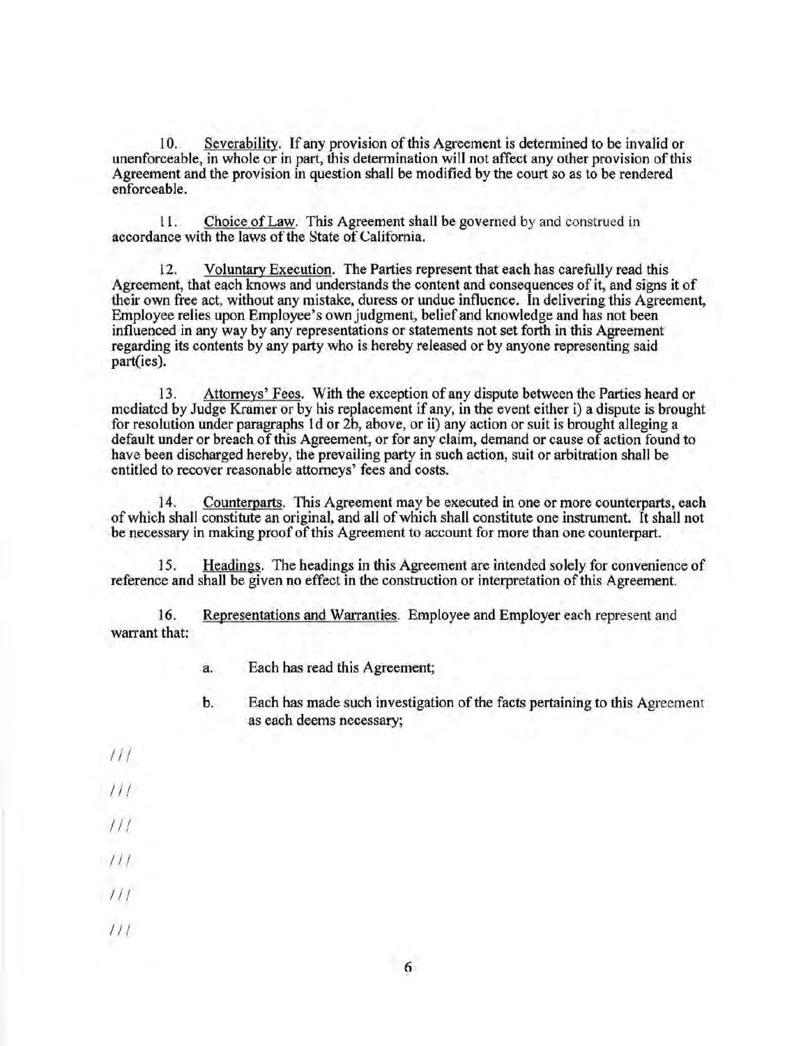10. Severability. If any provision of this Agreement is determined to be invalid or unenforceable, in whole or in part, this determination will not affect any other provision of this Agreement and the provision in question shall be modified by the court so as to be rendered enforceable.

11. Choice of Law. This Agreement shall be governed by and construed in accordance with the laws of the State of California.

12. Voluntary Execution. The Parties represent that each has carefully read this Agreement, that each knows and understands the content and consequences of it, and signs it of their own free act, without any mistake, duress or undue influence. In delivering this Agreement, Employee relies upon Employee's own judgment, belief and knowledge and has not been influenced in any way by any representations or statements not set forth in this Agreement regarding its contents by any party who is hereby released or by anyone representing said part(ies).

13. Attorneys' Fees. With the exception of any dispute between the Parties heard or mediated by Judge Kramer or by his replacement if any, in the event either i) a dispute is brought for resolution under paragraphs 1d or 2b, above, or ii) any action or suit is brought alleging a default under or breach of this Agreement, or for any claim, demand or cause of action found to have been discharged hereby, the prevailing party in such action, suit or arbitration shall be entitled to recover reasonable attorneys' fees and costs.

14. Counterparts. This Agreement may be executed in one or more counterparts, each of which shall constitute an original, and all of which shall constitute one instrument. It shall not be necessary in making proof of this Agreement to account for more than one counterpart.

15. Headings. The headings in this Agreement are intended solely for convenience of reference and shall be given no effect in the construction or interpretation of this Agreement.

16. Representations and Warranties. Employee and Employer each represent and warrant that:

a. Each has read this Agreement;

b. Each has made such investigation of the facts pertaining to this Agreement as each deems necessary;

///

///

///

///

///

///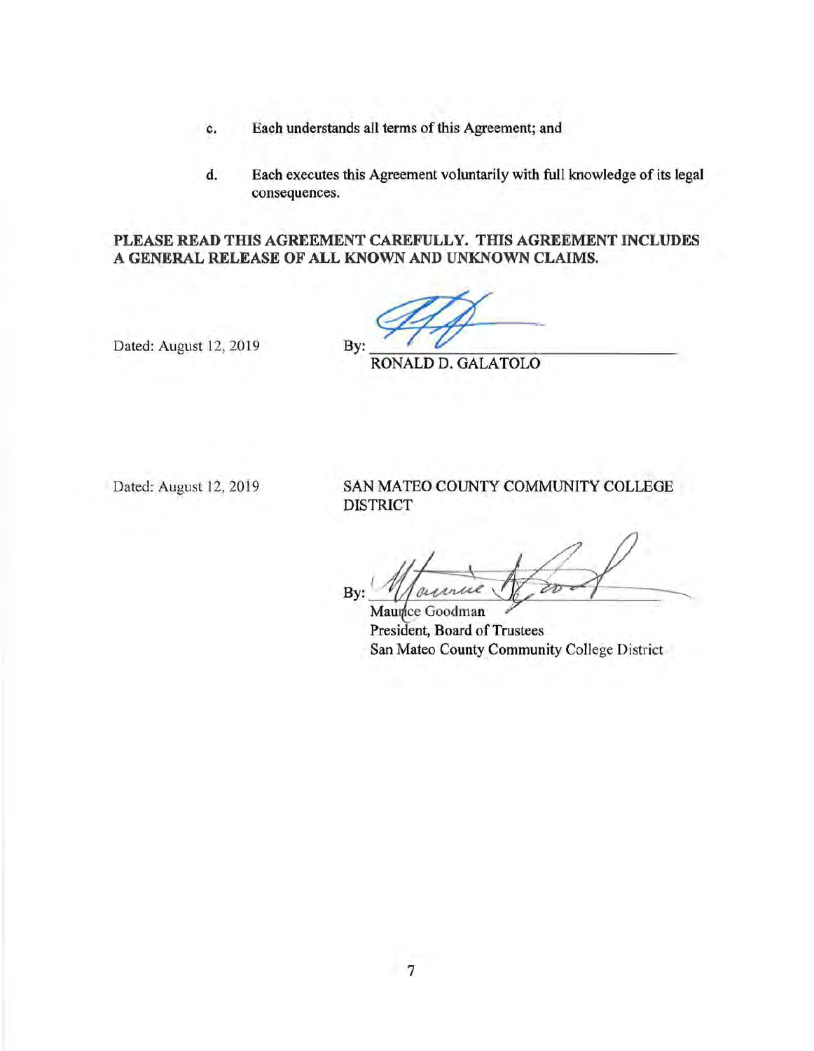c. Each understands all terms of this Agreement; and

d. Each executes this Agreement voluntarily with full knowledge of its legal consequences.

**PLEASE READ THIS AGREEMENT CAREFULLY. THIS AGREEMENT INCLUDES A GENERAL RELEASE OF ALL KNOWN AND UNKNOWN CLAIMS.**

Dated: August 12, 2019

By: ______________________________
RONALD D. GALATOLO

Dated: August 12, 2019

SAN MATEO COUNTY COMMUNITY COLLEGE DISTRICT

By: ______________________________
Maurice Goodman
President, Board of Trustees
San Mateo County Community College District